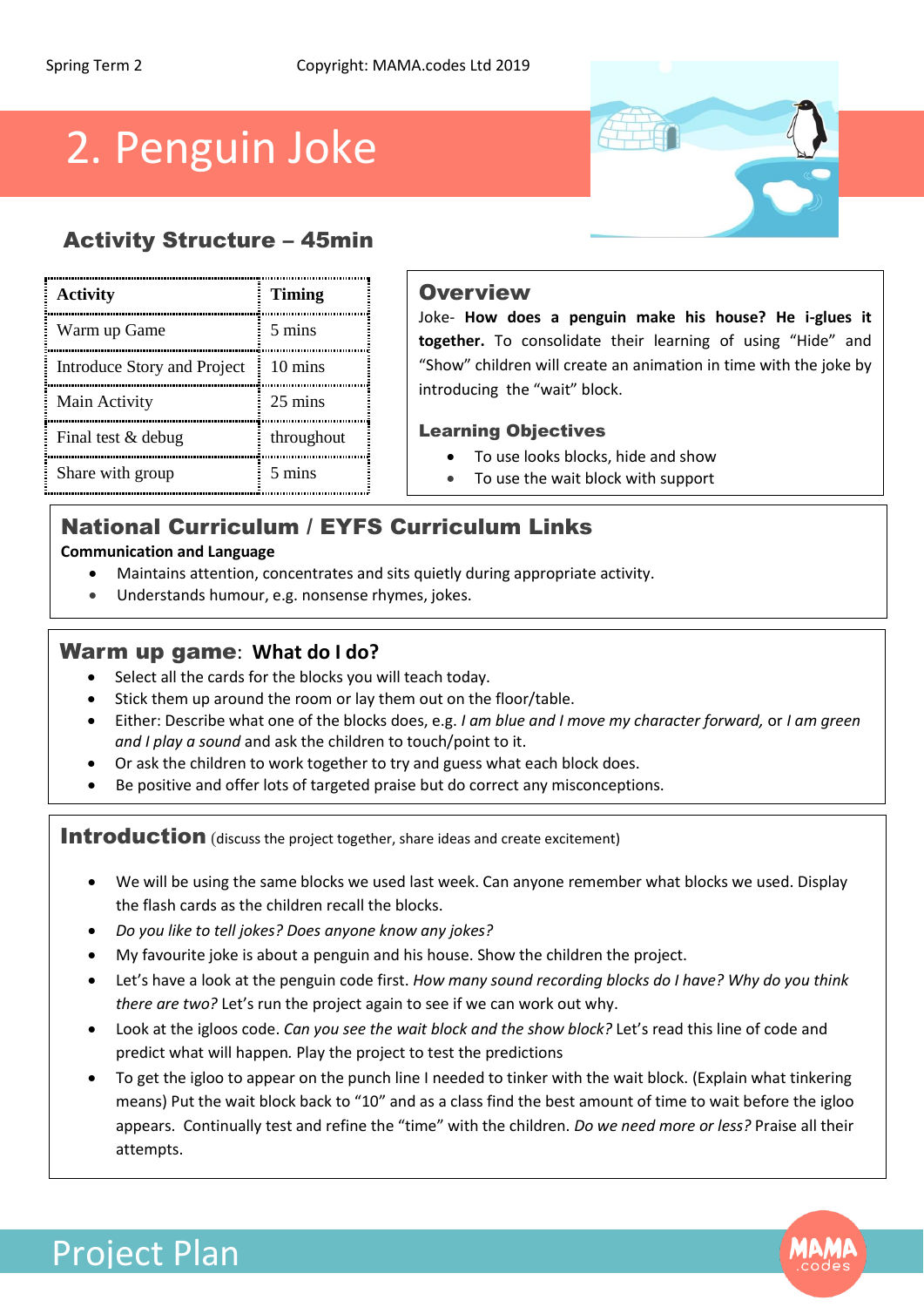# 2. Penguin Joke

## Activity Structure – 45min

| Activity | Timing |
|---|---|
| Warm up Game | 5 mins |
| Introduce Story and Project | 10 mins |
| Main Activity | 25 mins |
| Final test & debug | throughout |
| Share with group | 5 mins |

## Overview

Joke- **How does a penguin make his house? He i-glues it together.** To consolidate their learning of using "Hide" and "Show" children will create an animation in time with the joke by introducing the "wait" block.

### Learning Objectives

- To use looks blocks, hide and show
- To use the wait block with support

## National Curriculum / EYFS Curriculum Links

**Communication and Language**

- Maintains attention, concentrates and sits quietly during appropriate activity.
- Understands humour, e.g. nonsense rhymes, jokes.

## Warm up game: What do I do?

- Select all the cards for the blocks you will teach today.
- Stick them up around the room or lay them out on the floor/table.
- Either: Describe what one of the blocks does, e.g. *I am blue and I move my character forward,* or *I am green and I play a sound* and ask the children to touch/point to it.
- Or ask the children to work together to try and guess what each block does.
- Be positive and offer lots of targeted praise but do correct any misconceptions.

## Introduction (discuss the project together, share ideas and create excitement)

- We will be using the same blocks we used last week. Can anyone remember what blocks we used. Display the flash cards as the children recall the blocks.
- *Do you like to tell jokes? Does anyone know any jokes?*
- My favourite joke is about a penguin and his house. Show the children the project.
- Let's have a look at the penguin code first. *How many sound recording blocks do I have? Why do you think there are two?* Let's run the project again to see if we can work out why.
- Look at the igloos code. *Can you see the wait block and the show block?* Let's read this line of code and predict what will happen*.* Play the project to test the predictions
- To get the igloo to appear on the punch line I needed to tinker with the wait block. (Explain what tinkering means) Put the wait block back to "10" and as a class find the best amount of time to wait before the igloo appears. Continually test and refine the "time" with the children. *Do we need more or less?* Praise all their attempts.

# Project Plan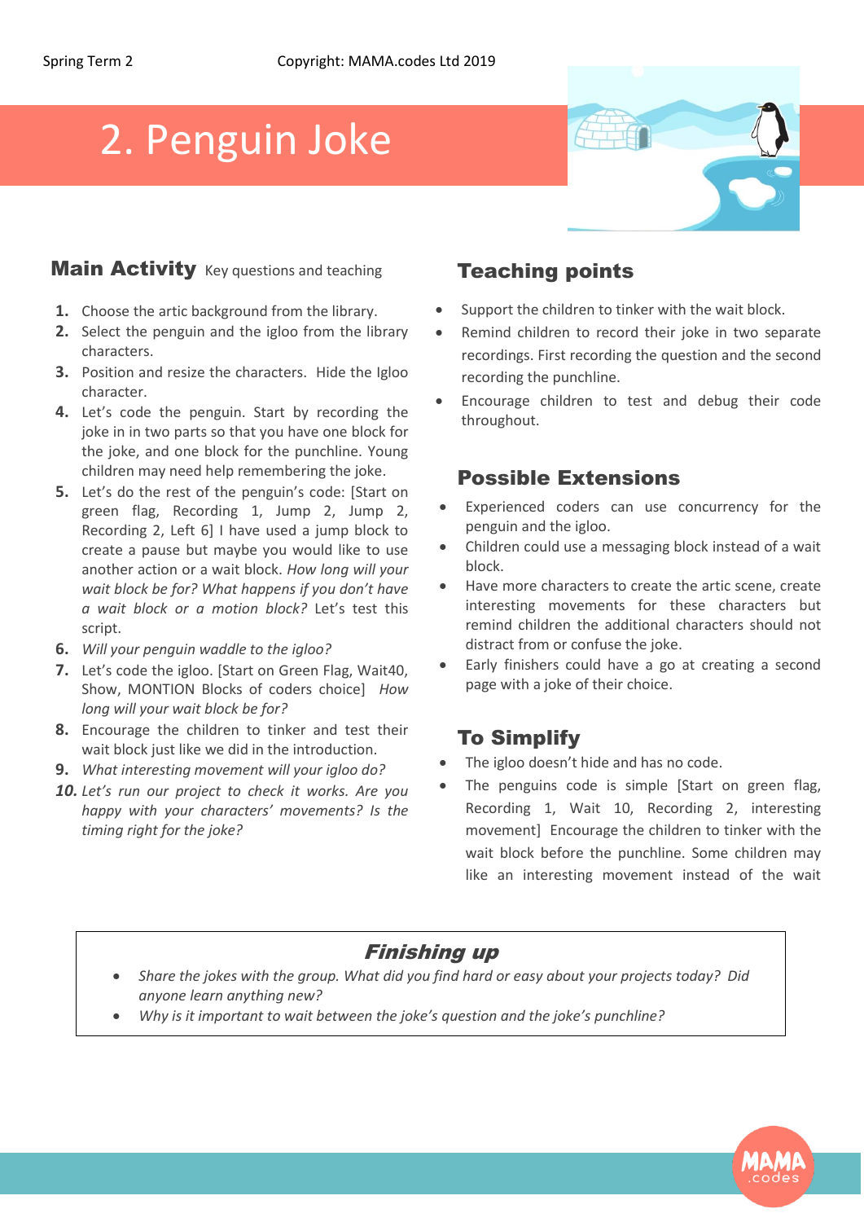# 2. Penguin Joke

## Main Activity Key questions and teaching

1. Choose the artic background from the library.
2. Select the penguin and the igloo from the library characters.
3. Position and resize the characters. Hide the Igloo character.
4. Let's code the penguin. Start by recording the joke in in two parts so that you have one block for the joke, and one block for the punchline. Young children may need help remembering the joke.
5. Let's do the rest of the penguin's code: [Start on green flag, Recording 1, Jump 2, Jump 2, Recording 2, Left 6] I have used a jump block to create a pause but maybe you would like to use another action or a wait block. *How long will your wait block be for? What happens if you don't have a wait block or a motion block?* Let's test this script.
6. *Will your penguin waddle to the igloo?*
7. Let's code the igloo. [Start on Green Flag, Wait40, Show, MONTION Blocks of coders choice] *How long will your wait block be for?*
8. Encourage the children to tinker and test their wait block just like we did in the introduction.
9. *What interesting movement will your igloo do?*
10. *Let's run our project to check it works. Are you happy with your characters' movements? Is the timing right for the joke?*

## Teaching points

- Support the children to tinker with the wait block.
- Remind children to record their joke in two separate recordings. First recording the question and the second recording the punchline.
- Encourage children to test and debug their code throughout.

## Possible Extensions

- Experienced coders can use concurrency for the penguin and the igloo.
- Children could use a messaging block instead of a wait block.
- Have more characters to create the artic scene, create interesting movements for these characters but remind children the additional characters should not distract from or confuse the joke.
- Early finishers could have a go at creating a second page with a joke of their choice.

## To Simplify

- The igloo doesn't hide and has no code.
- The penguins code is simple [Start on green flag, Recording 1, Wait 10, Recording 2, interesting movement] Encourage the children to tinker with the wait block before the punchline. Some children may like an interesting movement instead of the wait

## *Finishing up*

- *Share the jokes with the group. What did you find hard or easy about your projects today? Did anyone learn anything new?*
- *Why is it important to wait between the joke's question and the joke's punchline?*